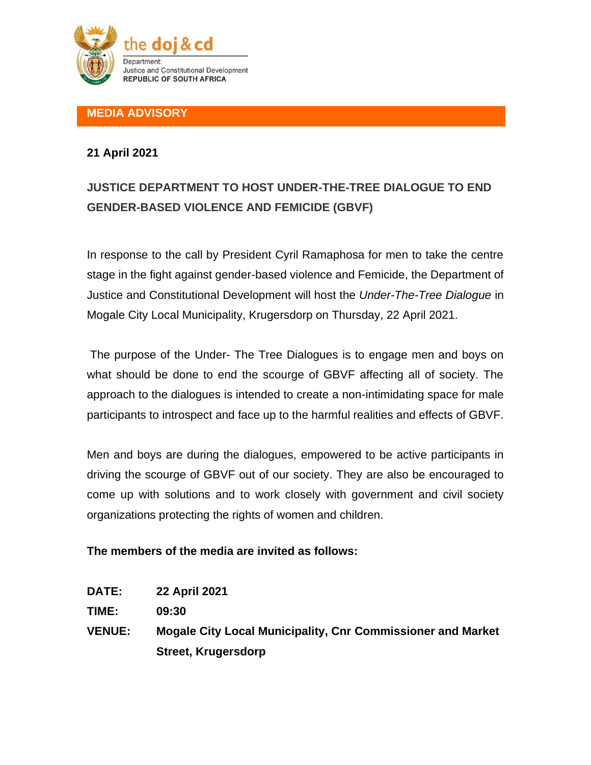the doj & cd

Department:
Justice and Constitutional Development
REPUBLIC OF SOUTH AFRICA

**MEDIA ADVISORY**

**21 April 2021**

**JUSTICE DEPARTMENT TO HOST UNDER-THE-TREE DIALOGUE TO END GENDER-BASED VIOLENCE AND FEMICIDE (GBVF)**

In response to the call by President Cyril Ramaphosa for men to take the centre stage in the fight against gender-based violence and Femicide, the Department of Justice and Constitutional Development will host the *Under-The-Tree Dialogue* in Mogale City Local Municipality, Krugersdorp on Thursday, 22 April 2021.

The purpose of the Under- The Tree Dialogues is to engage men and boys on what should be done to end the scourge of GBVF affecting all of society. The approach to the dialogues is intended to create a non-intimidating space for male participants to introspect and face up to the harmful realities and effects of GBVF.

Men and boys are during the dialogues, empowered to be active participants in driving the scourge of GBVF out of our society. They are also be encouraged to come up with solutions and to work closely with government and civil society organizations protecting the rights of women and children.

**The members of the media are invited as follows:**

**DATE:** **22 April 2021**
**TIME:** **09:30**
**VENUE:** **Mogale City Local Municipality, Cnr Commissioner and Market Street, Krugersdorp**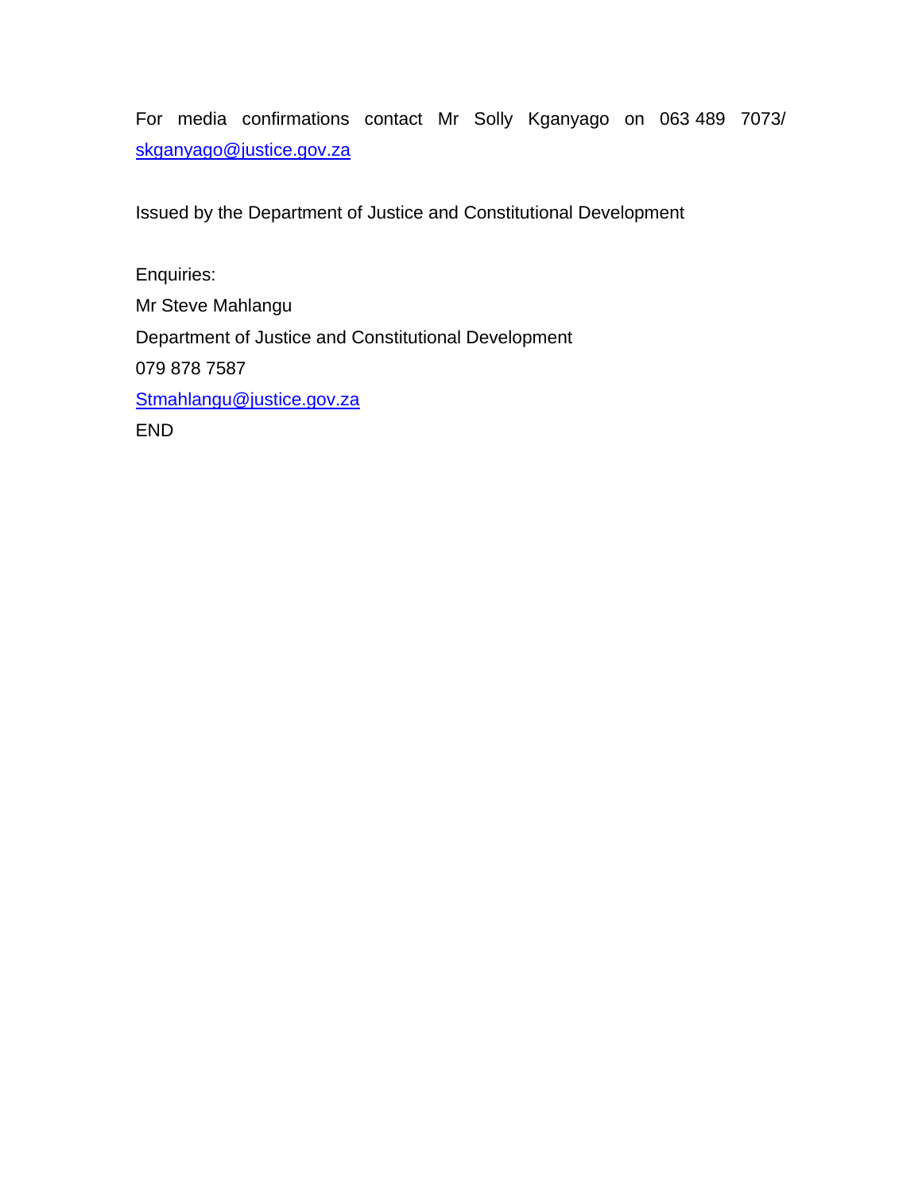For media confirmations contact Mr Solly Kganyago on 063 489 7073/ skganyago@justice.gov.za

Issued by the Department of Justice and Constitutional Development

Enquiries:
Mr Steve Mahlangu
Department of Justice and Constitutional Development
079 878 7587
Stmahlangu@justice.gov.za
END